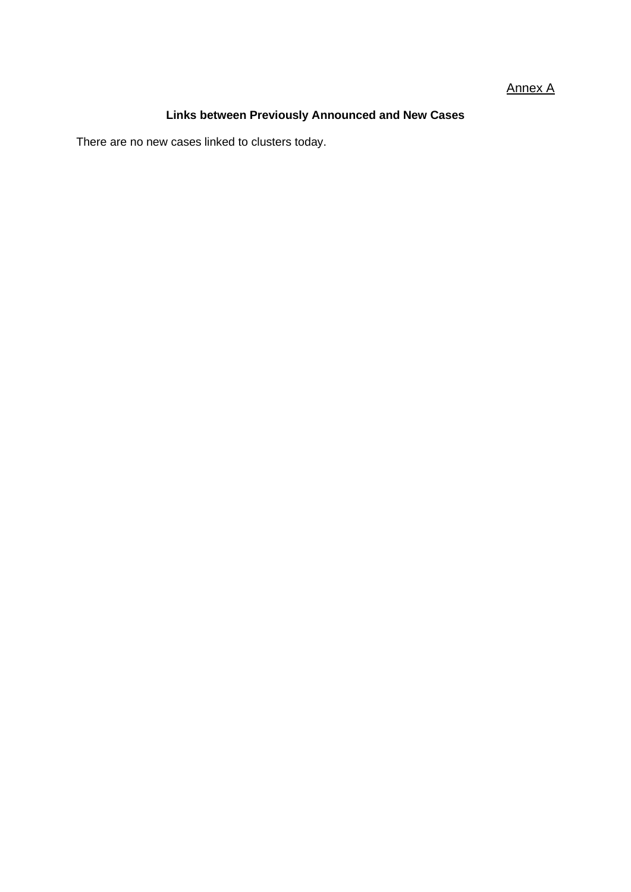Annex A

## Links between Previously Announced and New Cases

There are no new cases linked to clusters today.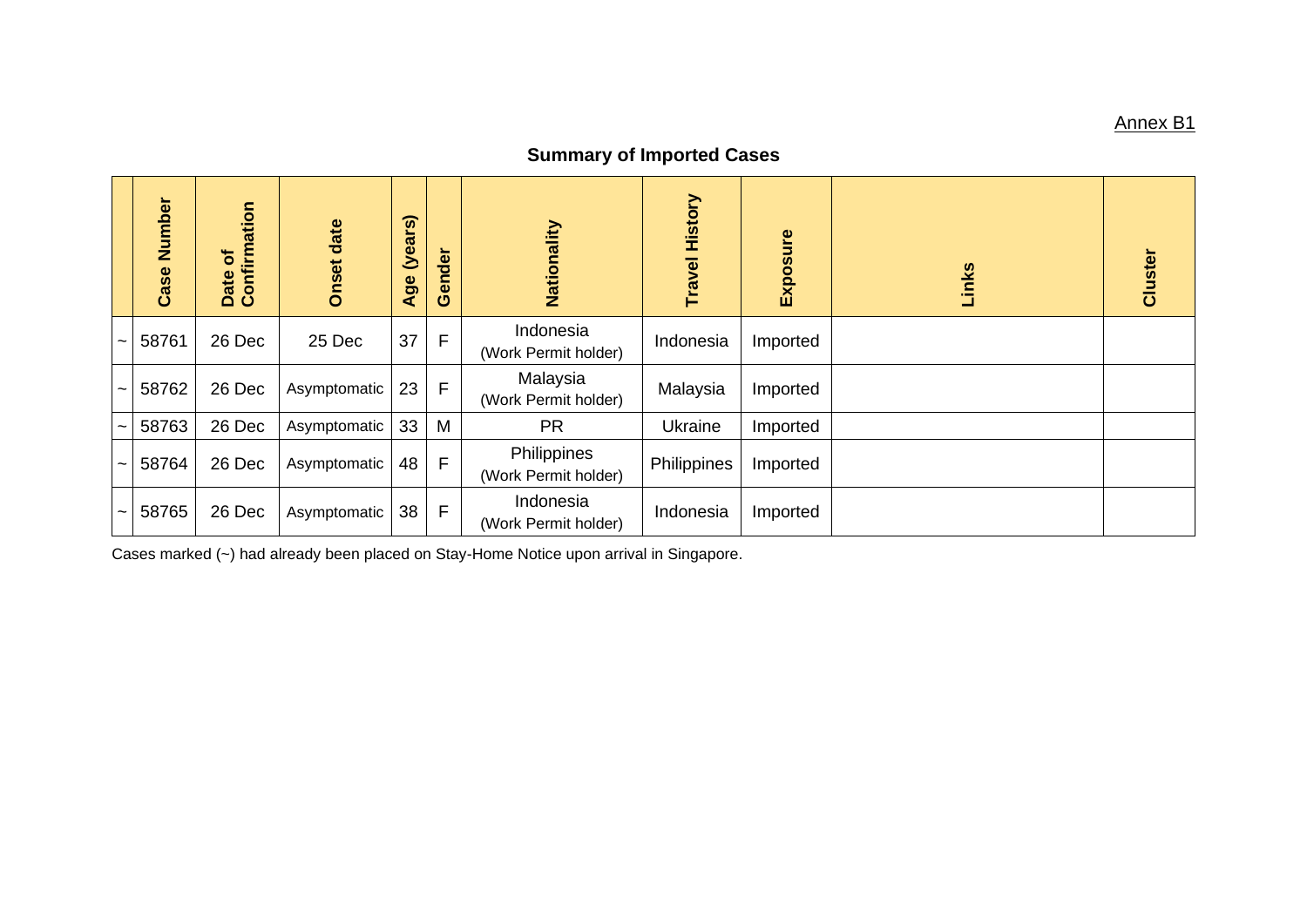Annex B1

## Summary of Imported Cases

| | Case Number | Date of Confirmation | Onset date | Age (years) | Gender | Nationality | Travel History | Exposure | Links | Cluster |
|---|---|---|---|---|---|---|---|---|---|---|
| ~ | 58761 | 26 Dec | 25 Dec | 37 | F | Indonesia (Work Permit holder) | Indonesia | Imported | | |
| ~ | 58762 | 26 Dec | Asymptomatic | 23 | F | Malaysia (Work Permit holder) | Malaysia | Imported | | |
| ~ | 58763 | 26 Dec | Asymptomatic | 33 | M | PR | Ukraine | Imported | | |
| ~ | 58764 | 26 Dec | Asymptomatic | 48 | F | Philippines (Work Permit holder) | Philippines | Imported | | |
| ~ | 58765 | 26 Dec | Asymptomatic | 38 | F | Indonesia (Work Permit holder) | Indonesia | Imported | | |

Cases marked (~) had already been placed on Stay-Home Notice upon arrival in Singapore.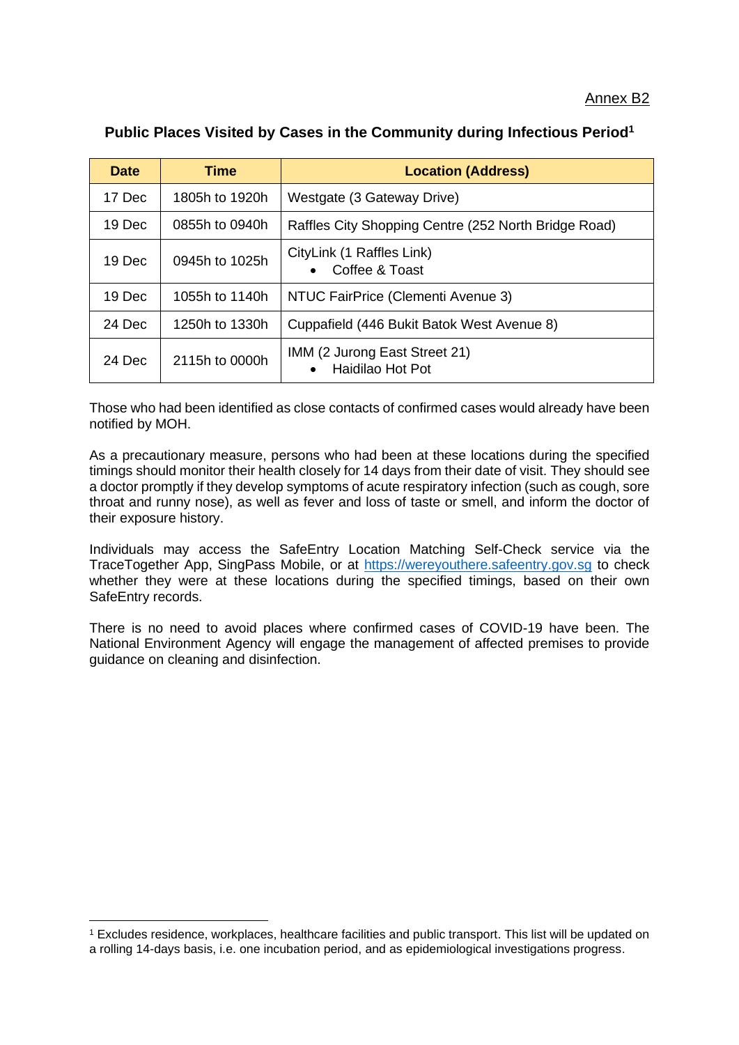Annex B2

**Public Places Visited by Cases in the Community during Infectious Period[1]**

| Date | Time | Location (Address) |
|---|---|---|
| 17 Dec | 1805h to 1920h | Westgate (3 Gateway Drive) |
| 19 Dec | 0855h to 0940h | Raffles City Shopping Centre (252 North Bridge Road) |
| 19 Dec | 0945h to 1025h | CityLink (1 Raffles Link)<br>• Coffee & Toast |
| 19 Dec | 1055h to 1140h | NTUC FairPrice (Clementi Avenue 3) |
| 24 Dec | 1250h to 1330h | Cuppafield (446 Bukit Batok West Avenue 8) |
| 24 Dec | 2115h to 0000h | IMM (2 Jurong East Street 21)<br>• Haidilao Hot Pot |

Those who had been identified as close contacts of confirmed cases would already have been notified by MOH.

As a precautionary measure, persons who had been at these locations during the specified timings should monitor their health closely for 14 days from their date of visit. They should see a doctor promptly if they develop symptoms of acute respiratory infection (such as cough, sore throat and runny nose), as well as fever and loss of taste or smell, and inform the doctor of their exposure history.

Individuals may access the SafeEntry Location Matching Self-Check service via the TraceTogether App, SingPass Mobile, or at https://wereyouthere.safeentry.gov.sg to check whether they were at these locations during the specified timings, based on their own SafeEntry records.

There is no need to avoid places where confirmed cases of COVID-19 have been. The National Environment Agency will engage the management of affected premises to provide guidance on cleaning and disinfection.

[1] Excludes residence, workplaces, healthcare facilities and public transport. This list will be updated on a rolling 14-days basis, i.e. one incubation period, and as epidemiological investigations progress.